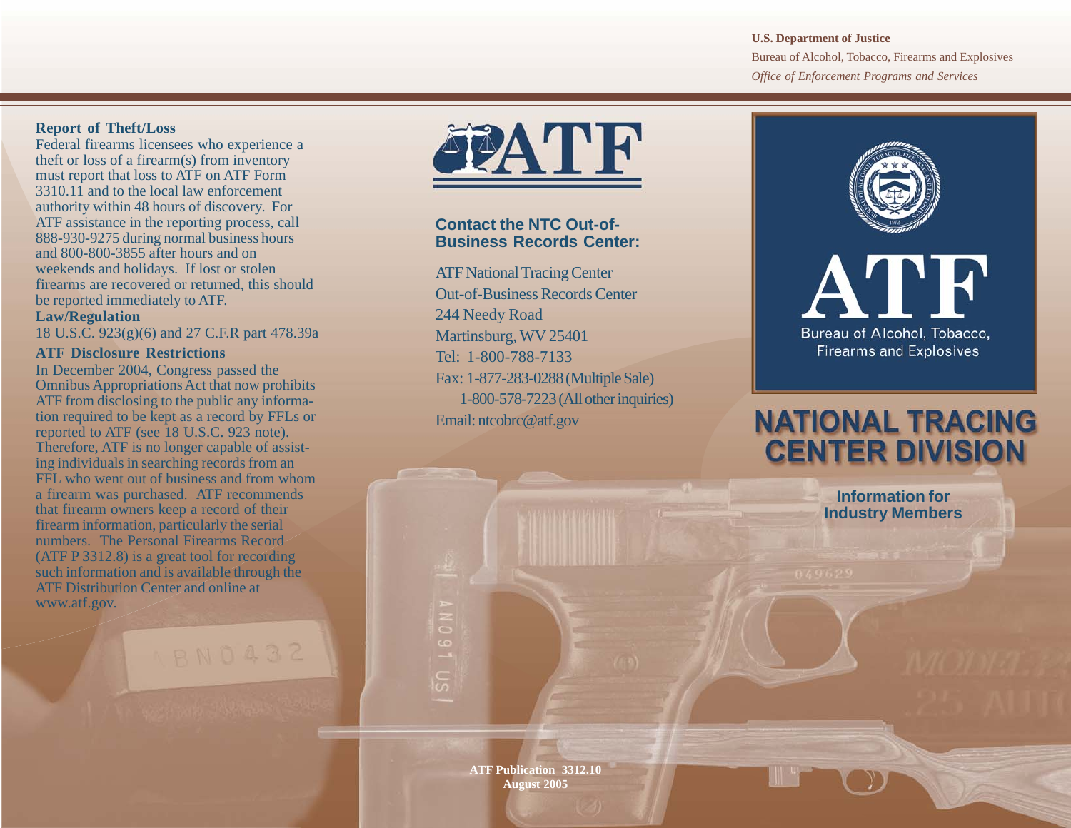U.S. Department of Justice

Bureau of Alcohol, Tobacco, Firearms and Explosives

*Office of Enforcement Programs and Services*

### Report of Theft/Loss

Federal firearms licensees who experience a theft or loss of a firearm(s) from inventory must report that loss to ATF on ATF Form 3310.11 and to the local law enforcement authority within 48 hours of discovery. For ATF assistance in the reporting process, call 888-930-9275 during normal business hours and 800-800-3855 after hours and on weekends and holidays. If lost or stolen firearms are recovered or returned, this should be reported immediately to ATF.

### Law/Regulation

18 U.S.C. 923(g)(6) and 27 C.F.R part 478.39a

### ATF Disclosure Restrictions

In December 2004, Congress passed the Omnibus Appropriations Act that now prohibits ATF from disclosing to the public any information required to be kept as a record by FFLs or reported to ATF (see 18 U.S.C. 923 note). Therefore, ATF is no longer capable of assisting individuals in searching records from an FFL who went out of business and from whom a firearm was purchased. ATF recommends that firearm owners keep a record of their firearm information, particularly the serial numbers. The Personal Firearms Record (ATF P 3312.8) is a great tool for recording such information and is available through the ATF Distribution Center and online at www.atf.gov.

ATF

### Contact the NTC Out-of-Business Records Center:

ATF National Tracing Center
Out-of-Business Records Center
244 Needy Road
Martinsburg, WV 25401
Tel: 1-800-788-7133
Fax: 1-877-283-0288 (Multiple Sale)
1-800-578-7223 (All other inquiries)
Email: ntcobrc@atf.gov

**ATF Publication 3312.10**
**August 2005**

ATF

Bureau of Alcohol, Tobacco, Firearms and Explosives

# NATIONAL TRACING CENTER DIVISION

**Information for Industry Members**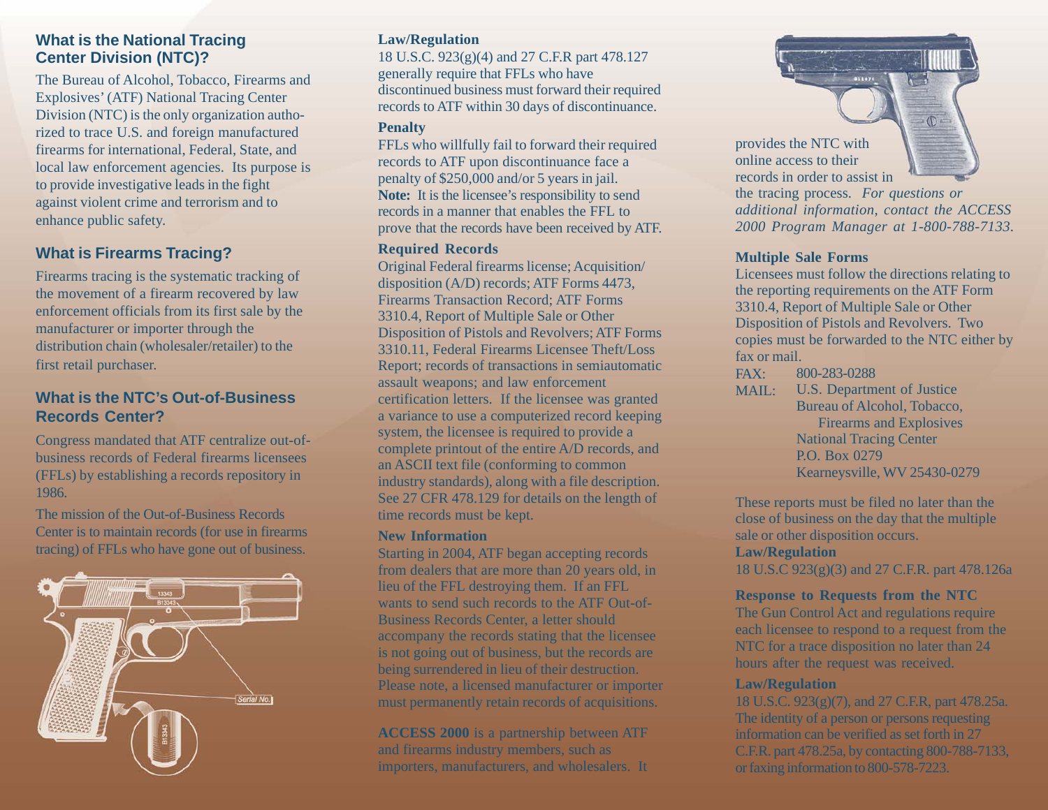## What is the National Tracing Center Division (NTC)?

The Bureau of Alcohol, Tobacco, Firearms and Explosives' (ATF) National Tracing Center Division (NTC) is the only organization authorized to trace U.S. and foreign manufactured firearms for international, Federal, State, and local law enforcement agencies. Its purpose is to provide investigative leads in the fight against violent crime and terrorism and to enhance public safety.

## What is Firearms Tracing?

Firearms tracing is the systematic tracking of the movement of a firearm recovered by law enforcement officials from its first sale by the manufacturer or importer through the distribution chain (wholesaler/retailer) to the first retail purchaser.

## What is the NTC's Out-of-Business Records Center?

Congress mandated that ATF centralize out-of-business records of Federal firearms licensees (FFLs) by establishing a records repository in 1986.

The mission of the Out-of-Business Records Center is to maintain records (for use in firearms tracing) of FFLs who have gone out of business.

13343
B13343
Serial No.
B13343

**Law/Regulation**

18 U.S.C. 923(g)(4) and 27 C.F.R part 478.127 generally require that FFLs who have discontinued business must forward their required records to ATF within 30 days of discontinuance.

**Penalty**

FFLs who willfully fail to forward their required records to ATF upon discontinuance face a penalty of $250,000 and/or 5 years in jail. **Note:** It is the licensee's responsibility to send records in a manner that enables the FFL to prove that the records have been received by ATF.

**Required Records**

Original Federal firearms license; Acquisition/disposition (A/D) records; ATF Forms 4473, Firearms Transaction Record; ATF Forms 3310.4, Report of Multiple Sale or Other Disposition of Pistols and Revolvers; ATF Forms 3310.11, Federal Firearms Licensee Theft/Loss Report; records of transactions in semiautomatic assault weapons; and law enforcement certification letters. If the licensee was granted a variance to use a computerized record keeping system, the licensee is required to provide a complete printout of the entire A/D records, and an ASCII text file (conforming to common industry standards), along with a file description. See 27 CFR 478.129 for details on the length of time records must be kept.

**New Information**

Starting in 2004, ATF began accepting records from dealers that are more than 20 years old, in lieu of the FFL destroying them. If an FFL wants to send such records to the ATF Out-of-Business Records Center, a letter should accompany the records stating that the licensee is not going out of business, but the records are being surrendered in lieu of their destruction. Please note, a licensed manufacturer or importer must permanently retain records of acquisitions.

**ACCESS 2000** is a partnership between ATF and firearms industry members, such as importers, manufacturers, and wholesalers. It provides the NTC with online access to their records in order to assist in the tracing process. *For questions or additional information, contact the ACCESS 2000 Program Manager at 1-800-788-7133.*

**Multiple Sale Forms**

Licensees must follow the directions relating to the reporting requirements on the ATF Form 3310.4, Report of Multiple Sale or Other Disposition of Pistols and Revolvers. Two copies must be forwarded to the NTC either by fax or mail.

FAX: 800-283-0288

MAIL: U.S. Department of Justice
Bureau of Alcohol, Tobacco, Firearms and Explosives
National Tracing Center
P.O. Box 0279
Kearneysville, WV 25430-0279

These reports must be filed no later than the close of business on the day that the multiple sale or other disposition occurs.

**Law/Regulation**

18 U.S.C 923(g)(3) and 27 C.F.R. part 478.126a

**Response to Requests from the NTC**

The Gun Control Act and regulations require each licensee to respond to a request from the NTC for a trace disposition no later than 24 hours after the request was received.

**Law/Regulation**

18 U.S.C. 923(g)(7), and 27 C.F.R, part 478.25a. The identity of a person or persons requesting information can be verified as set forth in 27 C.F.R. part 478.25a, by contacting 800-788-7133, or faxing information to 800-578-7223.